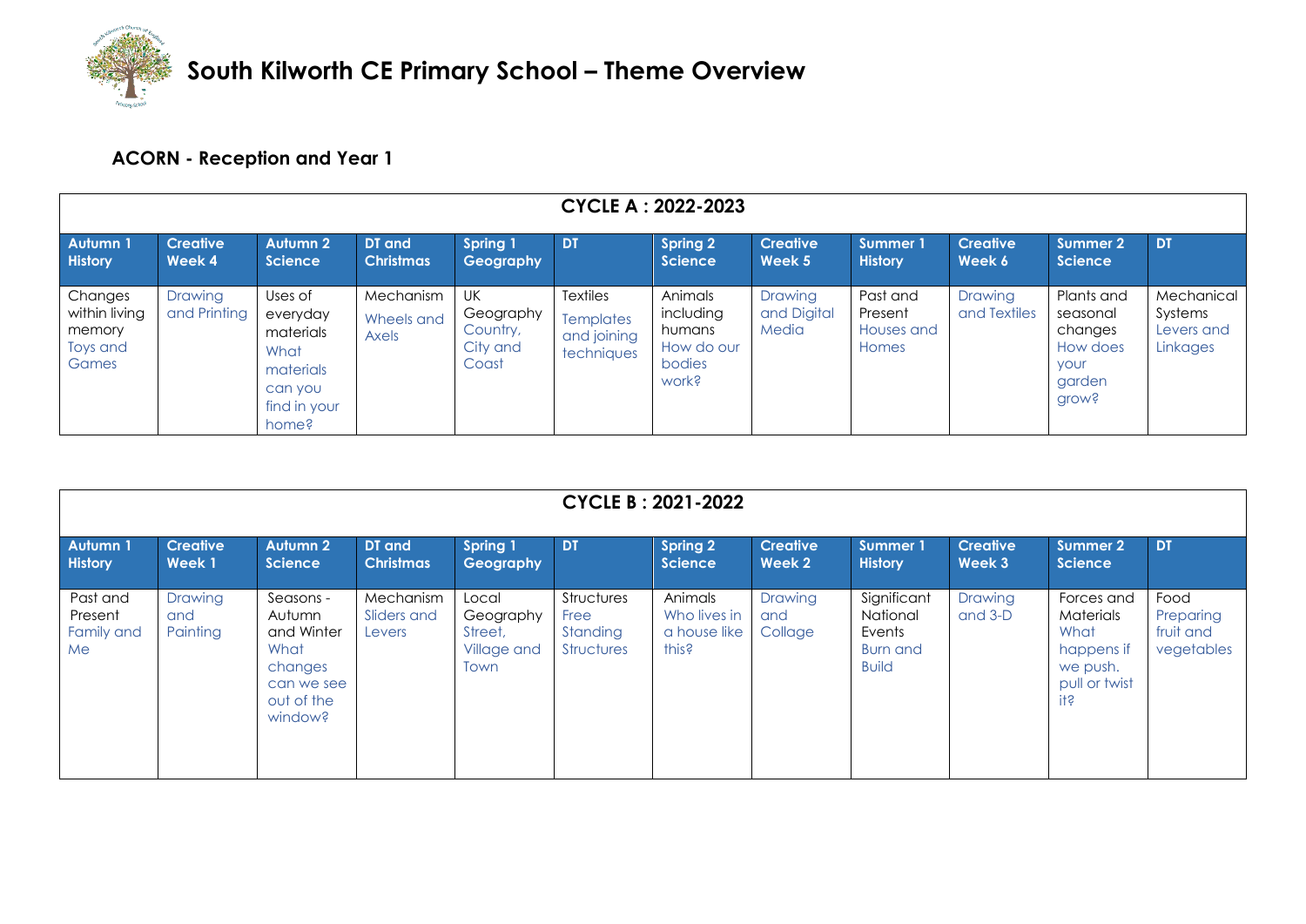# South Kilworth CE Primary School – Theme Overview

## ACORN - Reception and Year 1

| CYCLE A : 2022-2023 | | | | | | | | | | | |
|---|---|---|---|---|---|---|---|---|---|---|---|
| **Autumn 1 History** | **Creative Week 4** | **Autumn 2 Science** | **DT and Christmas** | **Spring 1 Geography** | **DT** | **Spring 2 Science** | **Creative Week 5** | **Summer 1 History** | **Creative Week 6** | **Summer 2 Science** | **DT** |
| Changes within living memory Toys and Games | Drawing and Printing | Uses of everyday materials What materials can you find in your home? | Mechanism Wheels and Axels | UK Geography Country, City and Coast | Textiles Templates and joining techniques | Animals including humans How do our bodies work? | Drawing and Digital Media | Past and Present Houses and Homes | Drawing and Textiles | Plants and seasonal changes How does your garden grow? | Mechanical Systems Levers and Linkages |

| CYCLE B : 2021-2022 | | | | | | | | | | | |
|---|---|---|---|---|---|---|---|---|---|---|---|
| **Autumn 1 History** | **Creative Week 1** | **Autumn 2 Science** | **DT and Christmas** | **Spring 1 Geography** | **DT** | **Spring 2 Science** | **Creative Week 2** | **Summer 1 History** | **Creative Week 3** | **Summer 2 Science** | **DT** |
| Past and Present Family and Me | Drawing and Painting | Seasons - Autumn and Winter What changes can we see out of the window? | Mechanism Sliders and Levers | Local Geography Street, Village and Town | Structures Free Standing Structures | Animals Who lives in a house like this? | Drawing and Collage | Significant National Events Burn and Build | Drawing and 3-D | Forces and Materials What happens if we push, pull or twist it? | Food Preparing fruit and vegetables |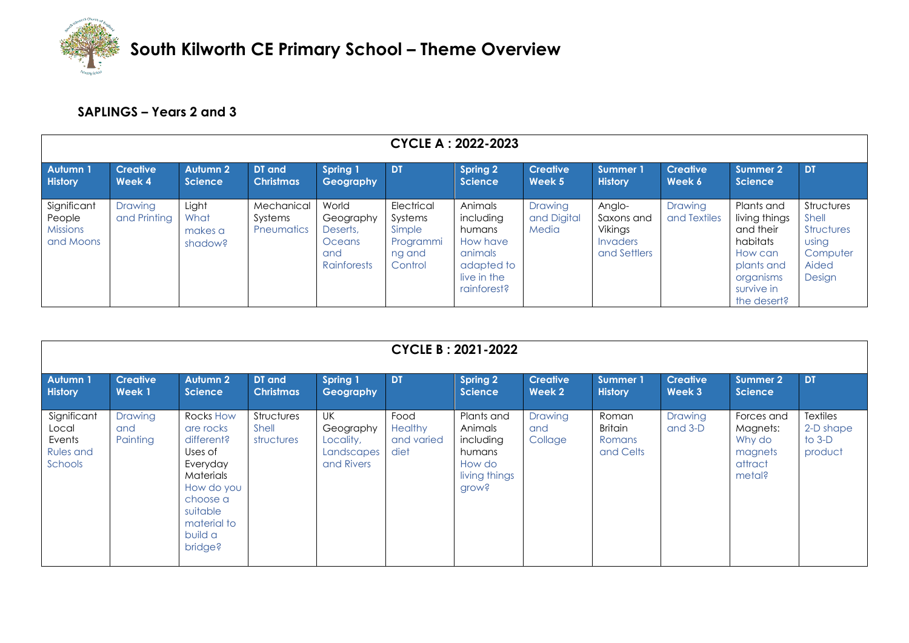# South Kilworth CE Primary School – Theme Overview

## SAPLINGS – Years 2 and 3

| CYCLE A : 2022-2023 | | | | | | | | | | | |
|---|---|---|---|---|---|---|---|---|---|---|---|
| **Autumn 1 History** | **Creative Week 4** | **Autumn 2 Science** | **DT and Christmas** | **Spring 1 Geography** | **DT** | **Spring 2 Science** | **Creative Week 5** | **Summer 1 History** | **Creative Week 6** | **Summer 2 Science** | **DT** |
| Significant People Missions and Moons | Drawing and Printing | Light What makes a shadow? | Mechanical Systems Pneumatics | World Geography Deserts, Oceans and Rainforests | Electrical Systems Simple Programming and Control | Animals including humans How have animals adapted to live in the rainforest? | Drawing and Digital Media | Anglo-Saxons and Vikings Invaders and Settlers | Drawing and Textiles | Plants and living things and their habitats How can plants and organisms survive in the desert? | Structures Shell Structures using Computer Aided Design |

| CYCLE B : 2021-2022 | | | | | | | | | | | |
|---|---|---|---|---|---|---|---|---|---|---|---|
| **Autumn 1 History** | **Creative Week 1** | **Autumn 2 Science** | **DT and Christmas** | **Spring 1 Geography** | **DT** | **Spring 2 Science** | **Creative Week 2** | **Summer 1 History** | **Creative Week 3** | **Summer 2 Science** | **DT** |
| Significant Local Events Rules and Schools | Drawing and Painting | Rocks How are rocks different? Uses of Everyday Materials How do you choose a suitable material to build a bridge? | Structures Shell structures | UK Geography Locality, Landscapes and Rivers | Food Healthy and varied diet | Plants and Animals including humans How do living things grow? | Drawing and Collage | Roman Britain Romans and Celts | Drawing and 3-D | Forces and Magnets: Why do magnets attract metal? | Textiles 2-D shape to 3-D product |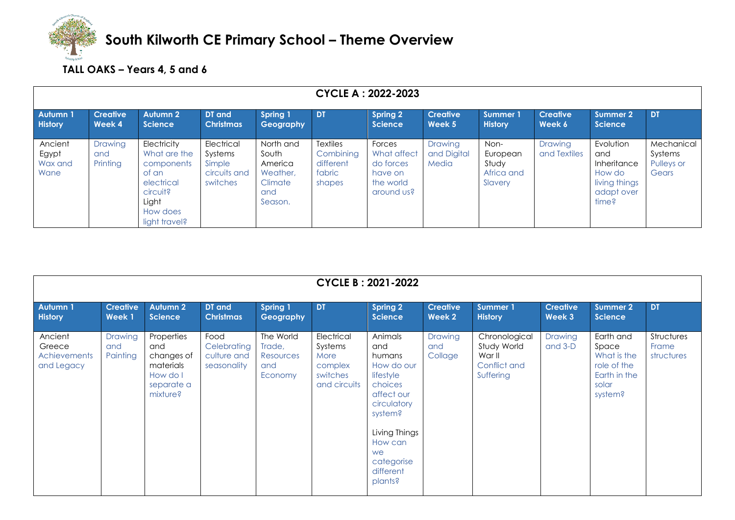# South Kilworth CE Primary School – Theme Overview

## TALL OAKS – Years 4, 5 and 6

| CYCLE A : 2022-2023 | | | | | | | | | | | |
|---|---|---|---|---|---|---|---|---|---|---|---|
| **Autumn 1 History** | **Creative Week 4** | **Autumn 2 Science** | **DT and Christmas** | **Spring 1 Geography** | **DT** | **Spring 2 Science** | **Creative Week 5** | **Summer 1 History** | **Creative Week 6** | **Summer 2 Science** | **DT** |
| Ancient Egypt Wax and Wane | Drawing and Printing | Electricity What are the components of an electrical circuit? Light How does light travel? | Electrical Systems Simple circuits and switches | North and South America Weather, Climate and Season. | Textiles Combining different fabric shapes | Forces What affect do forces have on the world around us? | Drawing and Digital Media | Non-European Study Africa and Slavery | Drawing and Textiles | Evolution and Inheritance How do living things adapt over time? | Mechanical Systems Pulleys or Gears |

| CYCLE B : 2021-2022 | | | | | | | | | | | |
|---|---|---|---|---|---|---|---|---|---|---|---|
| **Autumn 1 History** | **Creative Week 1** | **Autumn 2 Science** | **DT and Christmas** | **Spring 1 Geography** | **DT** | **Spring 2 Science** | **Creative Week 2** | **Summer 1 History** | **Creative Week 3** | **Summer 2 Science** | **DT** |
| Ancient Greece Achievements and Legacy | Drawing and Painting | Properties and changes of materials How do I separate a mixture? | Food Celebrating culture and seasonality | The World Trade, Resources and Economy | Electrical Systems More complex switches and circuits | Animals and humans How do our lifestyle choices affect our circulatory system? Living Things How can we categorise different plants? | Drawing and Collage | Chronological Study World War II Conflict and Suffering | Drawing and 3-D | Earth and Space What is the role of the Earth in the solar system? | Structures Frame structures |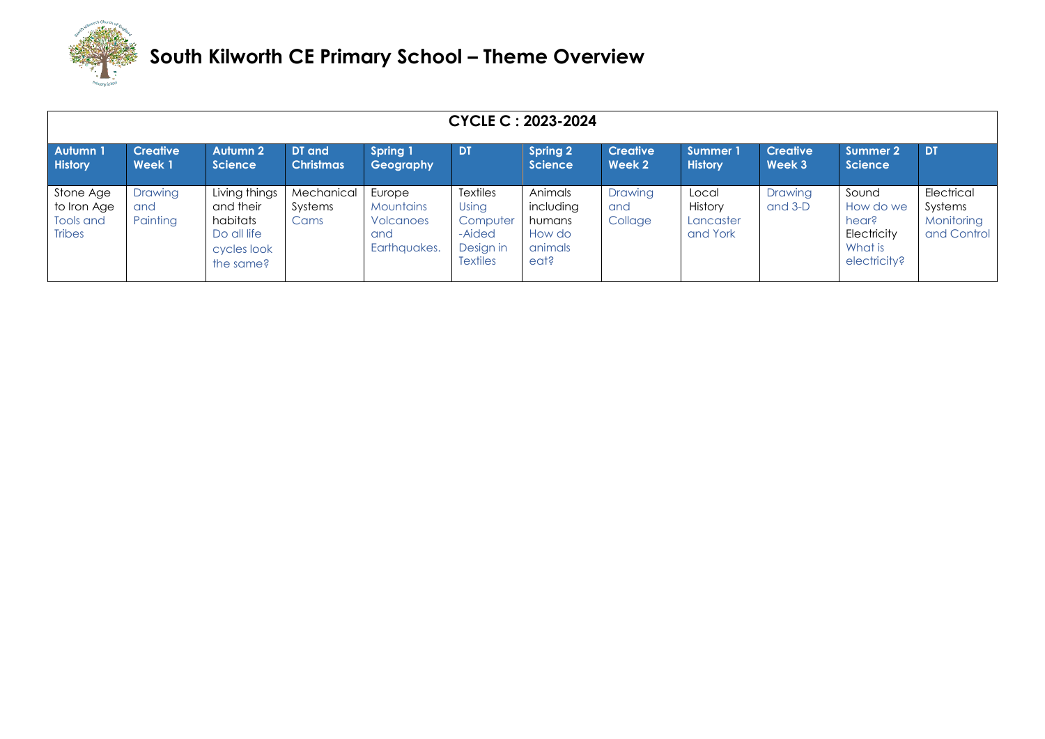# South Kilworth CE Primary School – Theme Overview

| CYCLE C : 2023-2024 | | | | | | | | | | | |
|---|---|---|---|---|---|---|---|---|---|---|---|
| **Autumn 1 History** | **Creative Week 1** | **Autumn 2 Science** | **DT and Christmas** | **Spring 1 Geography** | **DT** | **Spring 2 Science** | **Creative Week 2** | **Summer 1 History** | **Creative Week 3** | **Summer 2 Science** | **DT** |
| Stone Age to Iron Age Tools and Tribes | Drawing and Painting | Living things and their habitats Do all life cycles look the same? | Mechanical Systems Cams | Europe Mountains Volcanoes and Earthquakes. | Textiles Using Computer -Aided Design in Textiles | Animals including humans How do animals eat? | Drawing and Collage | Local History Lancaster and York | Drawing and 3-D | Sound How do we hear? Electricity What is electricity? | Electrical Systems Monitoring and Control |